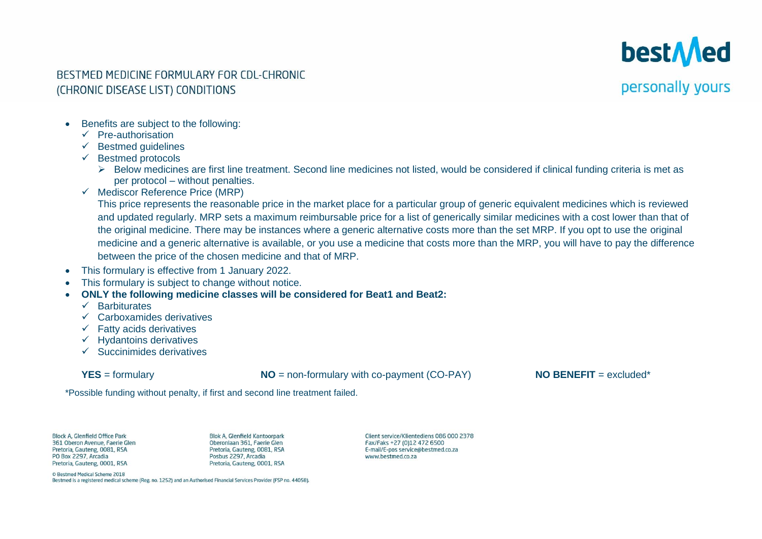# BESTMED MEDICINE FORMULARY FOR CDL-CHRONIC (CHRONIC DISEASE LIST) CONDITIONS

bestMed
personally yours

- Benefits are subject to the following:
  - ✓ Pre-authorisation
  - ✓ Bestmed guidelines
  - ✓ Bestmed protocols
    - ➢ Below medicines are first line treatment. Second line medicines not listed, would be considered if clinical funding criteria is met as per protocol – without penalties.
  - ✓ Mediscor Reference Price (MRP)

    This price represents the reasonable price in the market place for a particular group of generic equivalent medicines which is reviewed and updated regularly. MRP sets a maximum reimbursable price for a list of generically similar medicines with a cost lower than that of the original medicine. There may be instances where a generic alternative costs more than the set MRP. If you opt to use the original medicine and a generic alternative is available, or you use a medicine that costs more than the MRP, you will have to pay the difference between the price of the chosen medicine and that of MRP.
- This formulary is effective from 1 January 2022.
- This formulary is subject to change without notice.
- **ONLY the following medicine classes will be considered for Beat1 and Beat2:**
  - ✓ Barbiturates
  - ✓ Carboxamides derivatives
  - ✓ Fatty acids derivatives
  - ✓ Hydantoins derivatives
  - ✓ Succinimides derivatives

**YES** = formulary    **NO** = non-formulary with co-payment (CO-PAY)    **NO BENEFIT** = excluded*

*Possible funding without penalty, if first and second line treatment failed.

Block A, Glenfield Office Park
361 Oberon Avenue, Faerie Glen
Pretoria, Gauteng, 0081, RSA
PO Box 2297, Arcadia
Pretoria, Gauteng, 0001, RSA

Blok A, Glenfield Kantoorpark
Oberonlaan 361, Faerie Glen
Pretoria, Gauteng, 0081, RSA
Posbus 2297, Arcadia
Pretoria, Gauteng, 0001, RSA

Client service/Klientediens 086 000 2378
Fax/Faks +27 (0)12 472 6500
E-mail/E-pos service@bestmed.co.za
www.bestmed.co.za

© Bestmed Medical Scheme 2018
Bestmed is a registered medical scheme (Reg. no. 1252) and an Authorised Financial Services Provider (FSP no. 44058).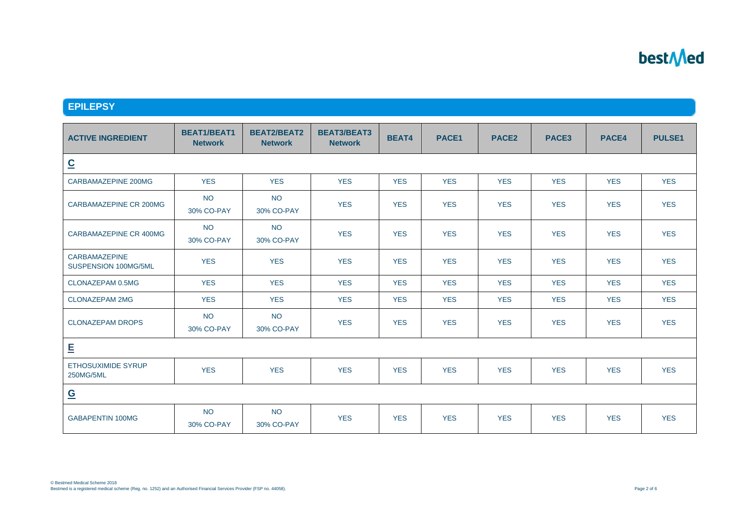## EPILEPSY

| ACTIVE INGREDIENT | BEAT1/BEAT1 Network | BEAT2/BEAT2 Network | BEAT3/BEAT3 Network | BEAT4 | PACE1 | PACE2 | PACE3 | PACE4 | PULSE1 |
|---|---|---|---|---|---|---|---|---|---|
| **C** | | | | | | | | | |
| CARBAMAZEPINE 200MG | YES | YES | YES | YES | YES | YES | YES | YES | YES |
| CARBAMAZEPINE CR 200MG | NO 30% CO-PAY | NO 30% CO-PAY | YES | YES | YES | YES | YES | YES | YES |
| CARBAMAZEPINE CR 400MG | NO 30% CO-PAY | NO 30% CO-PAY | YES | YES | YES | YES | YES | YES | YES |
| CARBAMAZEPINE SUSPENSION 100MG/5ML | YES | YES | YES | YES | YES | YES | YES | YES | YES |
| CLONAZEPAM 0.5MG | YES | YES | YES | YES | YES | YES | YES | YES | YES |
| CLONAZEPAM 2MG | YES | YES | YES | YES | YES | YES | YES | YES | YES |
| CLONAZEPAM DROPS | NO 30% CO-PAY | NO 30% CO-PAY | YES | YES | YES | YES | YES | YES | YES |
| **E** | | | | | | | | | |
| ETHOSUXIMIDE SYRUP 250MG/5ML | YES | YES | YES | YES | YES | YES | YES | YES | YES |
| **G** | | | | | | | | | |
| GABAPENTIN 100MG | NO 30% CO-PAY | NO 30% CO-PAY | YES | YES | YES | YES | YES | YES | YES |

© Bestmed Medical Scheme 2018
Bestmed is a registered medical scheme (Reg. no. 1252) and an Authorised Financial Services Provider (FSP no. 44058).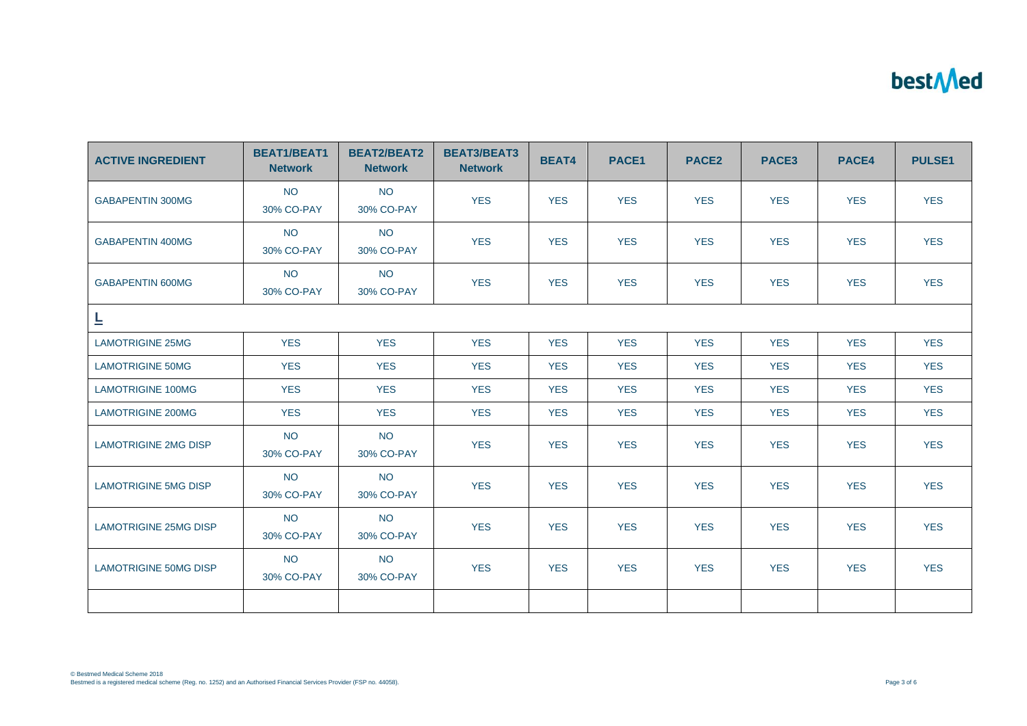| ACTIVE INGREDIENT | BEAT1/BEAT1 Network | BEAT2/BEAT2 Network | BEAT3/BEAT3 Network | BEAT4 | PACE1 | PACE2 | PACE3 | PACE4 | PULSE1 |
|---|---|---|---|---|---|---|---|---|---|
| GABAPENTIN 300MG | NO 30% CO-PAY | NO 30% CO-PAY | YES | YES | YES | YES | YES | YES | YES |
| GABAPENTIN 400MG | NO 30% CO-PAY | NO 30% CO-PAY | YES | YES | YES | YES | YES | YES | YES |
| GABAPENTIN 600MG | NO 30% CO-PAY | NO 30% CO-PAY | YES | YES | YES | YES | YES | YES | YES |
| **L** | | | | | | | | | |
| LAMOTRIGINE 25MG | YES | YES | YES | YES | YES | YES | YES | YES | YES |
| LAMOTRIGINE 50MG | YES | YES | YES | YES | YES | YES | YES | YES | YES |
| LAMOTRIGINE 100MG | YES | YES | YES | YES | YES | YES | YES | YES | YES |
| LAMOTRIGINE 200MG | YES | YES | YES | YES | YES | YES | YES | YES | YES |
| LAMOTRIGINE 2MG DISP | NO 30% CO-PAY | NO 30% CO-PAY | YES | YES | YES | YES | YES | YES | YES |
| LAMOTRIGINE 5MG DISP | NO 30% CO-PAY | NO 30% CO-PAY | YES | YES | YES | YES | YES | YES | YES |
| LAMOTRIGINE 25MG DISP | NO 30% CO-PAY | NO 30% CO-PAY | YES | YES | YES | YES | YES | YES | YES |
| LAMOTRIGINE 50MG DISP | NO 30% CO-PAY | NO 30% CO-PAY | YES | YES | YES | YES | YES | YES | YES |
| | | | | | | | | | |

© Bestmed Medical Scheme 2018
Bestmed is a registered medical scheme (Reg. no. 1252) and an Authorised Financial Services Provider (FSP no. 44058).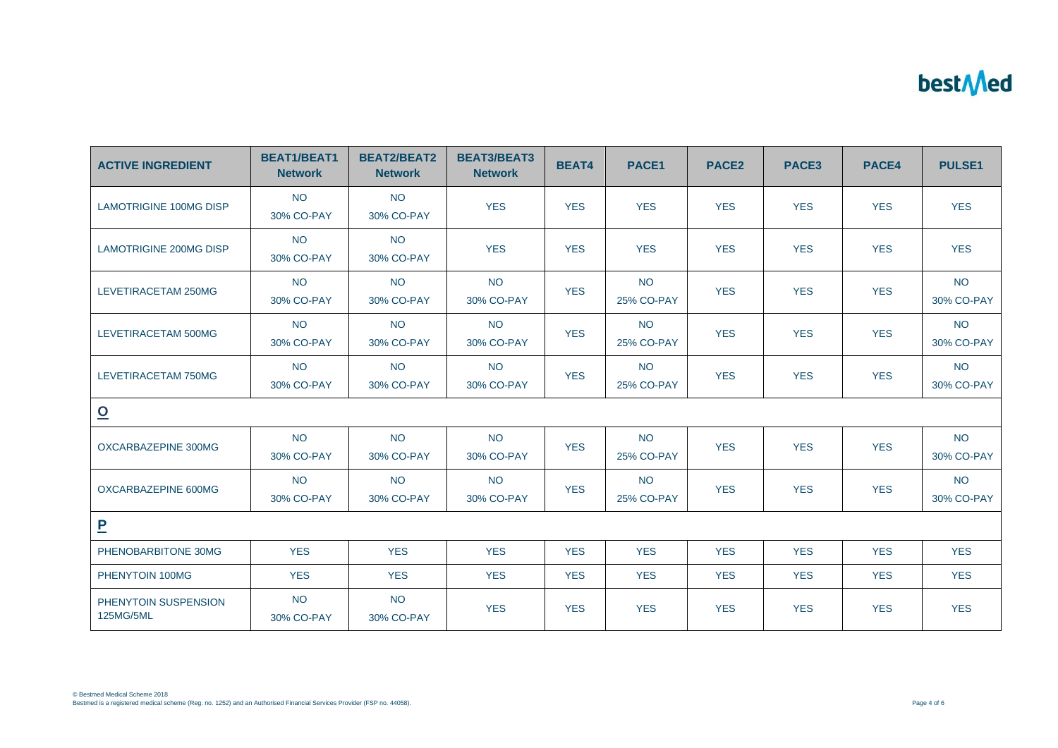| ACTIVE INGREDIENT | BEAT1/BEAT1 Network | BEAT2/BEAT2 Network | BEAT3/BEAT3 Network | BEAT4 | PACE1 | PACE2 | PACE3 | PACE4 | PULSE1 |
| --- | --- | --- | --- | --- | --- | --- | --- | --- | --- |
| LAMOTRIGINE 100MG DISP | NO 30% CO-PAY | NO 30% CO-PAY | YES | YES | YES | YES | YES | YES | YES |
| LAMOTRIGINE 200MG DISP | NO 30% CO-PAY | NO 30% CO-PAY | YES | YES | YES | YES | YES | YES | YES |
| LEVETIRACETAM 250MG | NO 30% CO-PAY | NO 30% CO-PAY | NO 30% CO-PAY | YES | NO 25% CO-PAY | YES | YES | YES | NO 30% CO-PAY |
| LEVETIRACETAM 500MG | NO 30% CO-PAY | NO 30% CO-PAY | NO 30% CO-PAY | YES | NO 25% CO-PAY | YES | YES | YES | NO 30% CO-PAY |
| LEVETIRACETAM 750MG | NO 30% CO-PAY | NO 30% CO-PAY | NO 30% CO-PAY | YES | NO 25% CO-PAY | YES | YES | YES | NO 30% CO-PAY |
| **O** | | | | | | | | | |
| OXCARBAZEPINE 300MG | NO 30% CO-PAY | NO 30% CO-PAY | NO 30% CO-PAY | YES | NO 25% CO-PAY | YES | YES | YES | NO 30% CO-PAY |
| OXCARBAZEPINE 600MG | NO 30% CO-PAY | NO 30% CO-PAY | NO 30% CO-PAY | YES | NO 25% CO-PAY | YES | YES | YES | NO 30% CO-PAY |
| **P** | | | | | | | | | |
| PHENOBARBITONE 30MG | YES | YES | YES | YES | YES | YES | YES | YES | YES |
| PHENYTOIN 100MG | YES | YES | YES | YES | YES | YES | YES | YES | YES |
| PHENYTOIN SUSPENSION 125MG/5ML | NO 30% CO-PAY | NO 30% CO-PAY | YES | YES | YES | YES | YES | YES | YES |

© Bestmed Medical Scheme 2018
Bestmed is a registered medical scheme (Reg. no. 1252) and an Authorised Financial Services Provider (FSP no. 44058).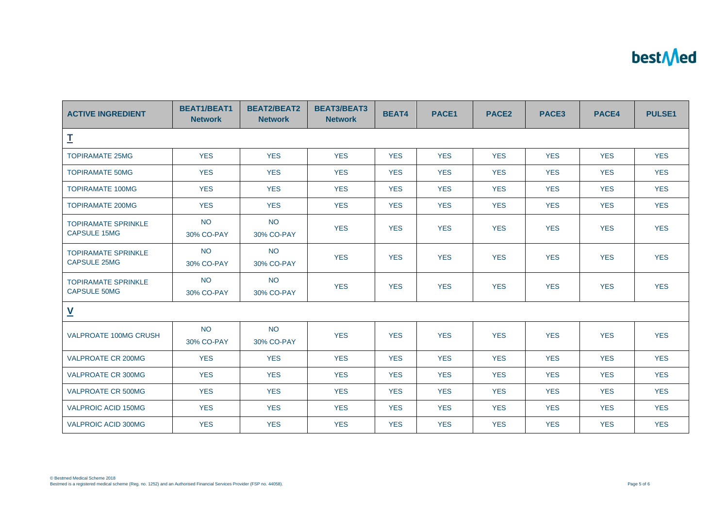| ACTIVE INGREDIENT | BEAT1/BEAT1 Network | BEAT2/BEAT2 Network | BEAT3/BEAT3 Network | BEAT4 | PACE1 | PACE2 | PACE3 | PACE4 | PULSE1 |
|---|---|---|---|---|---|---|---|---|---|
| **T** | | | | | | | | | |
| TOPIRAMATE 25MG | YES | YES | YES | YES | YES | YES | YES | YES | YES |
| TOPIRAMATE 50MG | YES | YES | YES | YES | YES | YES | YES | YES | YES |
| TOPIRAMATE 100MG | YES | YES | YES | YES | YES | YES | YES | YES | YES |
| TOPIRAMATE 200MG | YES | YES | YES | YES | YES | YES | YES | YES | YES |
| TOPIRAMATE SPRINKLE CAPSULE 15MG | NO 30% CO-PAY | NO 30% CO-PAY | YES | YES | YES | YES | YES | YES | YES |
| TOPIRAMATE SPRINKLE CAPSULE 25MG | NO 30% CO-PAY | NO 30% CO-PAY | YES | YES | YES | YES | YES | YES | YES |
| TOPIRAMATE SPRINKLE CAPSULE 50MG | NO 30% CO-PAY | NO 30% CO-PAY | YES | YES | YES | YES | YES | YES | YES |
| **V** | | | | | | | | | |
| VALPROATE 100MG CRUSH | NO 30% CO-PAY | NO 30% CO-PAY | YES | YES | YES | YES | YES | YES | YES |
| VALPROATE CR 200MG | YES | YES | YES | YES | YES | YES | YES | YES | YES |
| VALPROATE CR 300MG | YES | YES | YES | YES | YES | YES | YES | YES | YES |
| VALPROATE CR 500MG | YES | YES | YES | YES | YES | YES | YES | YES | YES |
| VALPROIC ACID 150MG | YES | YES | YES | YES | YES | YES | YES | YES | YES |
| VALPROIC ACID 300MG | YES | YES | YES | YES | YES | YES | YES | YES | YES |

© Bestmed Medical Scheme 2018
Bestmed is a registered medical scheme (Reg. no. 1252) and an Authorised Financial Services Provider (FSP no. 44058).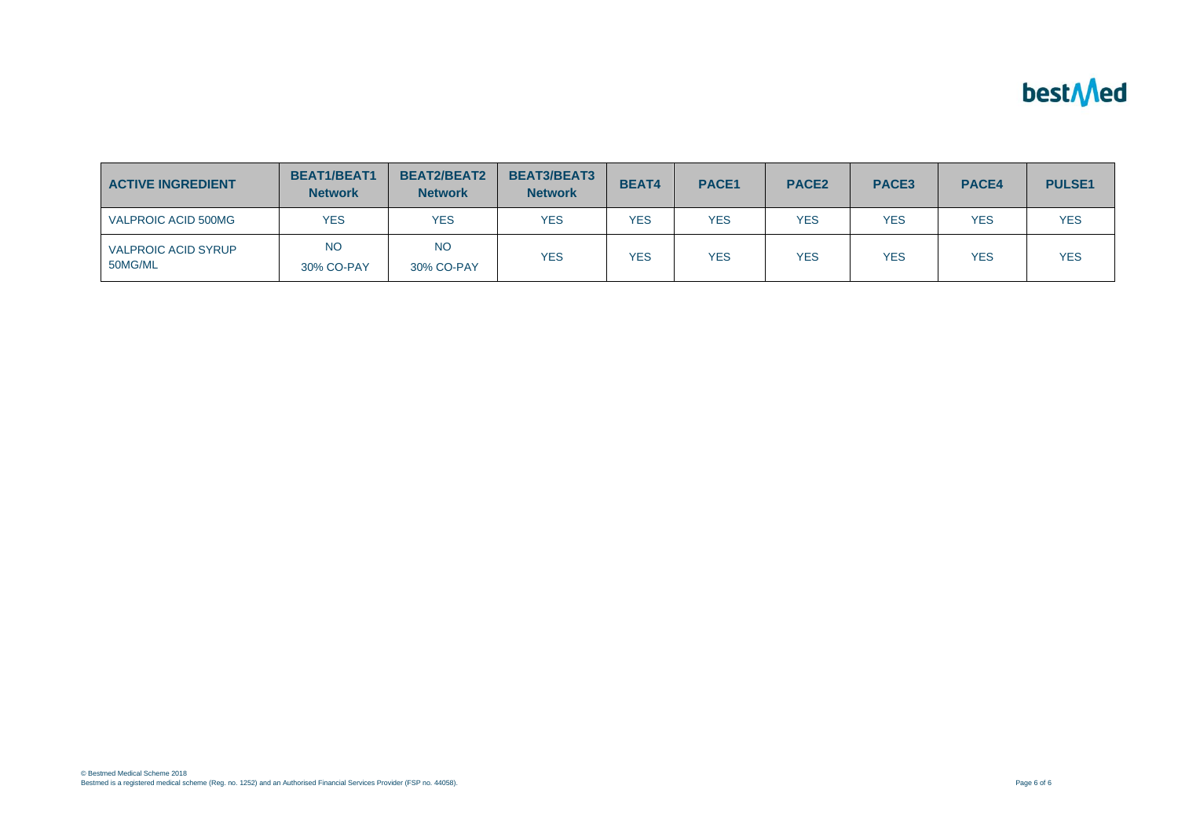| ACTIVE INGREDIENT | BEAT1/BEAT1 Network | BEAT2/BEAT2 Network | BEAT3/BEAT3 Network | BEAT4 | PACE1 | PACE2 | PACE3 | PACE4 | PULSE1 |
|---|---|---|---|---|---|---|---|---|---|
| VALPROIC ACID 500MG | YES | YES | YES | YES | YES | YES | YES | YES | YES |
| VALPROIC ACID SYRUP 50MG/ML | NO 30% CO-PAY | NO 30% CO-PAY | YES | YES | YES | YES | YES | YES | YES |

© Bestmed Medical Scheme 2018
Bestmed is a registered medical scheme (Reg. no. 1252) and an Authorised Financial Services Provider (FSP no. 44058).